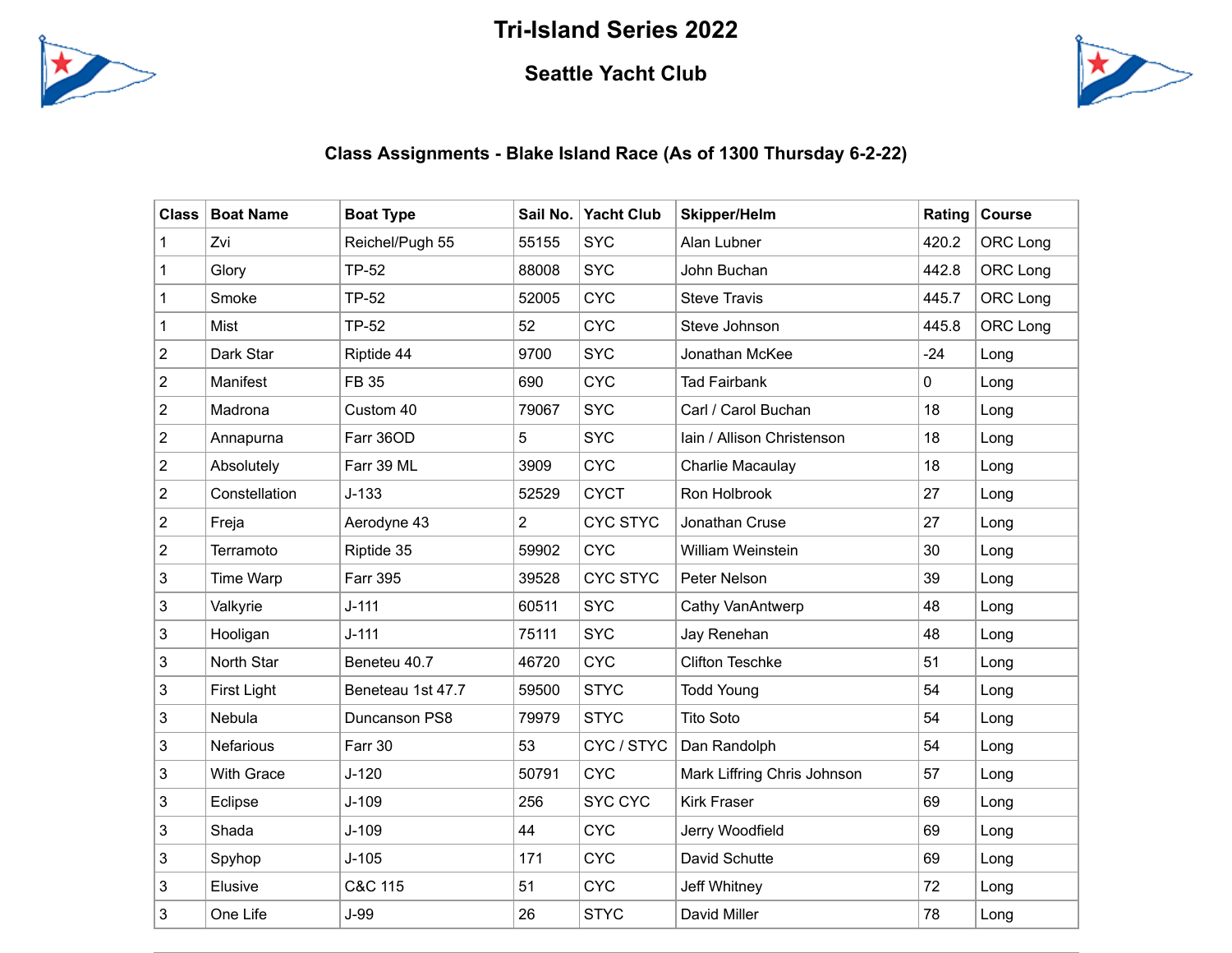# Tri-Island Series 2022

## Seattle Yacht Club

### Class Assignments - Blake Island Race (As of 1300 Thursday 6-2-22)

| Class | Boat Name | Boat Type | Sail No. | Yacht Club | Skipper/Helm | Rating | Course |
|---|---|---|---|---|---|---|---|
| 1 | Zvi | Reichel/Pugh 55 | 55155 | SYC | Alan Lubner | 420.2 | ORC Long |
| 1 | Glory | TP-52 | 88008 | SYC | John Buchan | 442.8 | ORC Long |
| 1 | Smoke | TP-52 | 52005 | CYC | Steve Travis | 445.7 | ORC Long |
| 1 | Mist | TP-52 | 52 | CYC | Steve Johnson | 445.8 | ORC Long |
| 2 | Dark Star | Riptide 44 | 9700 | SYC | Jonathan McKee | -24 | Long |
| 2 | Manifest | FB 35 | 690 | CYC | Tad Fairbank | 0 | Long |
| 2 | Madrona | Custom 40 | 79067 | SYC | Carl / Carol Buchan | 18 | Long |
| 2 | Annapurna | Farr 36OD | 5 | SYC | Iain / Allison Christenson | 18 | Long |
| 2 | Absolutely | Farr 39 ML | 3909 | CYC | Charlie Macaulay | 18 | Long |
| 2 | Constellation | J-133 | 52529 | CYCT | Ron Holbrook | 27 | Long |
| 2 | Freja | Aerodyne 43 | 2 | CYC STYC | Jonathan Cruse | 27 | Long |
| 2 | Terramoto | Riptide 35 | 59902 | CYC | William Weinstein | 30 | Long |
| 3 | Time Warp | Farr 395 | 39528 | CYC STYC | Peter Nelson | 39 | Long |
| 3 | Valkyrie | J-111 | 60511 | SYC | Cathy VanAntwerp | 48 | Long |
| 3 | Hooligan | J-111 | 75111 | SYC | Jay Renehan | 48 | Long |
| 3 | North Star | Beneteu 40.7 | 46720 | CYC | Clifton Teschke | 51 | Long |
| 3 | First Light | Beneteau 1st 47.7 | 59500 | STYC | Todd Young | 54 | Long |
| 3 | Nebula | Duncanson PS8 | 79979 | STYC | Tito Soto | 54 | Long |
| 3 | Nefarious | Farr 30 | 53 | CYC / STYC | Dan Randolph | 54 | Long |
| 3 | With Grace | J-120 | 50791 | CYC | Mark Liffring Chris Johnson | 57 | Long |
| 3 | Eclipse | J-109 | 256 | SYC CYC | Kirk Fraser | 69 | Long |
| 3 | Shada | J-109 | 44 | CYC | Jerry Woodfield | 69 | Long |
| 3 | Spyhop | J-105 | 171 | CYC | David Schutte | 69 | Long |
| 3 | Elusive | C&C 115 | 51 | CYC | Jeff Whitney | 72 | Long |
| 3 | One Life | J-99 | 26 | STYC | David Miller | 78 | Long |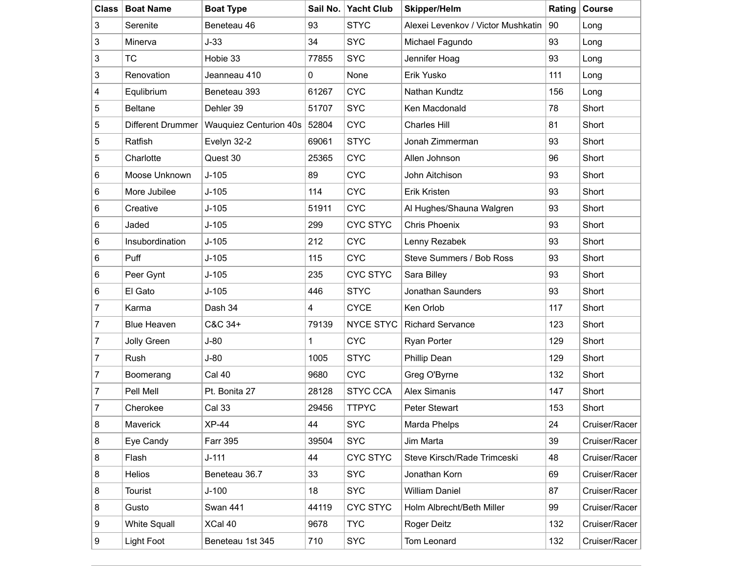| Class | Boat Name | Boat Type | Sail No. | Yacht Club | Skipper/Helm | Rating | Course |
|---|---|---|---|---|---|---|---|
| 3 | Serenite | Beneteau 46 | 93 | STYC | Alexei Levenkov / Victor Mushkatin | 90 | Long |
| 3 | Minerva | J-33 | 34 | SYC | Michael Fagundo | 93 | Long |
| 3 | TC | Hobie 33 | 77855 | SYC | Jennifer Hoag | 93 | Long |
| 3 | Renovation | Jeanneau 410 | 0 | None | Erik Yusko | 111 | Long |
| 4 | Equlibrium | Beneteau 393 | 61267 | CYC | Nathan Kundtz | 156 | Long |
| 5 | Beltane | Dehler 39 | 51707 | SYC | Ken Macdonald | 78 | Short |
| 5 | Different Drummer | Wauquiez Centurion 40s | 52804 | CYC | Charles Hill | 81 | Short |
| 5 | Ratfish | Evelyn 32-2 | 69061 | STYC | Jonah Zimmerman | 93 | Short |
| 5 | Charlotte | Quest 30 | 25365 | CYC | Allen Johnson | 96 | Short |
| 6 | Moose Unknown | J-105 | 89 | CYC | John Aitchison | 93 | Short |
| 6 | More Jubilee | J-105 | 114 | CYC | Erik Kristen | 93 | Short |
| 6 | Creative | J-105 | 51911 | CYC | Al Hughes/Shauna Walgren | 93 | Short |
| 6 | Jaded | J-105 | 299 | CYC STYC | Chris Phoenix | 93 | Short |
| 6 | Insubordination | J-105 | 212 | CYC | Lenny Rezabek | 93 | Short |
| 6 | Puff | J-105 | 115 | CYC | Steve Summers / Bob Ross | 93 | Short |
| 6 | Peer Gynt | J-105 | 235 | CYC STYC | Sara Billey | 93 | Short |
| 6 | El Gato | J-105 | 446 | STYC | Jonathan Saunders | 93 | Short |
| 7 | Karma | Dash 34 | 4 | CYCE | Ken Orlob | 117 | Short |
| 7 | Blue Heaven | C&C 34+ | 79139 | NYCE STYC | Richard Servance | 123 | Short |
| 7 | Jolly Green | J-80 | 1 | CYC | Ryan Porter | 129 | Short |
| 7 | Rush | J-80 | 1005 | STYC | Phillip Dean | 129 | Short |
| 7 | Boomerang | Cal 40 | 9680 | CYC | Greg O'Byrne | 132 | Short |
| 7 | Pell Mell | Pt. Bonita 27 | 28128 | STYC CCA | Alex Simanis | 147 | Short |
| 7 | Cherokee | Cal 33 | 29456 | TTPYC | Peter Stewart | 153 | Short |
| 8 | Maverick | XP-44 | 44 | SYC | Marda Phelps | 24 | Cruiser/Racer |
| 8 | Eye Candy | Farr 395 | 39504 | SYC | Jim Marta | 39 | Cruiser/Racer |
| 8 | Flash | J-111 | 44 | CYC STYC | Steve Kirsch/Rade Trimceski | 48 | Cruiser/Racer |
| 8 | Helios | Beneteau 36.7 | 33 | SYC | Jonathan Korn | 69 | Cruiser/Racer |
| 8 | Tourist | J-100 | 18 | SYC | William Daniel | 87 | Cruiser/Racer |
| 8 | Gusto | Swan 441 | 44119 | CYC STYC | Holm Albrecht/Beth Miller | 99 | Cruiser/Racer |
| 9 | White Squall | XCal 40 | 9678 | TYC | Roger Deitz | 132 | Cruiser/Racer |
| 9 | Light Foot | Beneteau 1st 345 | 710 | SYC | Tom Leonard | 132 | Cruiser/Racer |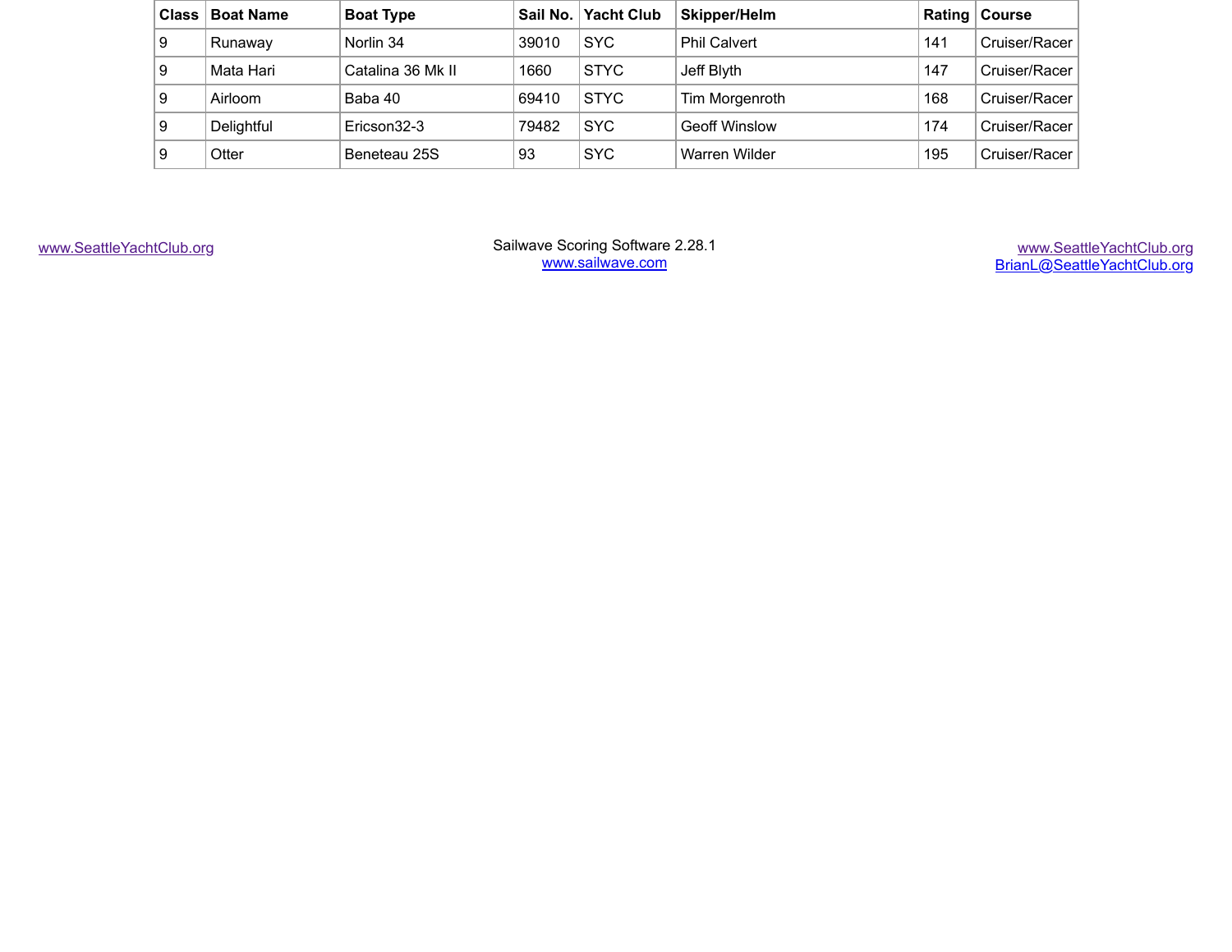| Class | Boat Name | Boat Type | Sail No. | Yacht Club | Skipper/Helm | Rating | Course |
|---|---|---|---|---|---|---|---|
| 9 | Runaway | Norlin 34 | 39010 | SYC | Phil Calvert | 141 | Cruiser/Racer |
| 9 | Mata Hari | Catalina 36 Mk II | 1660 | STYC | Jeff Blyth | 147 | Cruiser/Racer |
| 9 | Airloom | Baba 40 | 69410 | STYC | Tim Morgenroth | 168 | Cruiser/Racer |
| 9 | Delightful | Ericson32-3 | 79482 | SYC | Geoff Winslow | 174 | Cruiser/Racer |
| 9 | Otter | Beneteau 25S | 93 | SYC | Warren Wilder | 195 | Cruiser/Racer |

www.SeattleYachtClub.org

Sailwave Scoring Software 2.28.1
www.sailwave.com

www.SeattleYachtClub.org
BrianL@SeattleYachtClub.org